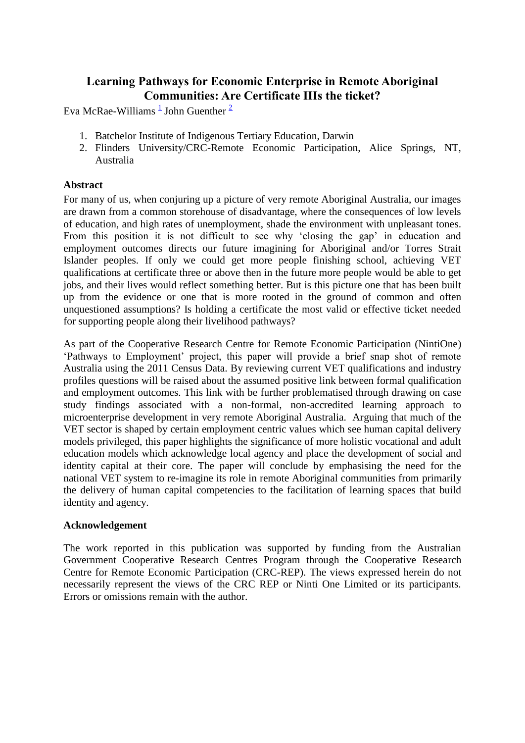# Learning Pathways for Economic Enterprise in Remote Aboriginal Communities: Are Certificate IIIs the ticket?

Eva McRae-Williams [1] John Guenther [2]

1. Batchelor Institute of Indigenous Tertiary Education, Darwin
2. Flinders University/CRC-Remote Economic Participation, Alice Springs, NT, Australia

## Abstract

For many of us, when conjuring up a picture of very remote Aboriginal Australia, our images are drawn from a common storehouse of disadvantage, where the consequences of low levels of education, and high rates of unemployment, shade the environment with unpleasant tones. From this position it is not difficult to see why 'closing the gap' in education and employment outcomes directs our future imagining for Aboriginal and/or Torres Strait Islander peoples. If only we could get more people finishing school, achieving VET qualifications at certificate three or above then in the future more people would be able to get jobs, and their lives would reflect something better. But is this picture one that has been built up from the evidence or one that is more rooted in the ground of common and often unquestioned assumptions? Is holding a certificate the most valid or effective ticket needed for supporting people along their livelihood pathways?

As part of the Cooperative Research Centre for Remote Economic Participation (NintiOne) 'Pathways to Employment' project, this paper will provide a brief snap shot of remote Australia using the 2011 Census Data. By reviewing current VET qualifications and industry profiles questions will be raised about the assumed positive link between formal qualification and employment outcomes. This link with be further problematised through drawing on case study findings associated with a non-formal, non-accredited learning approach to microenterprise development in very remote Aboriginal Australia. Arguing that much of the VET sector is shaped by certain employment centric values which see human capital delivery models privileged, this paper highlights the significance of more holistic vocational and adult education models which acknowledge local agency and place the development of social and identity capital at their core. The paper will conclude by emphasising the need for the national VET system to re-imagine its role in remote Aboriginal communities from primarily the delivery of human capital competencies to the facilitation of learning spaces that build identity and agency.

## Acknowledgement

The work reported in this publication was supported by funding from the Australian Government Cooperative Research Centres Program through the Cooperative Research Centre for Remote Economic Participation (CRC-REP). The views expressed herein do not necessarily represent the views of the CRC REP or Ninti One Limited or its participants. Errors or omissions remain with the author.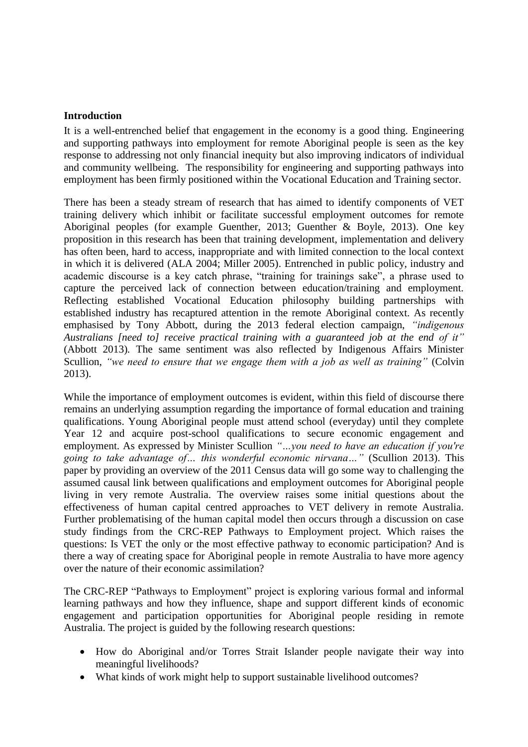## Introduction

It is a well-entrenched belief that engagement in the economy is a good thing. Engineering and supporting pathways into employment for remote Aboriginal people is seen as the key response to addressing not only financial inequity but also improving indicators of individual and community wellbeing. The responsibility for engineering and supporting pathways into employment has been firmly positioned within the Vocational Education and Training sector.

There has been a steady stream of research that has aimed to identify components of VET training delivery which inhibit or facilitate successful employment outcomes for remote Aboriginal peoples (for example Guenther, 2013; Guenther & Boyle, 2013). One key proposition in this research has been that training development, implementation and delivery has often been, hard to access, inappropriate and with limited connection to the local context in which it is delivered (ALA 2004; Miller 2005). Entrenched in public policy, industry and academic discourse is a key catch phrase, "training for trainings sake", a phrase used to capture the perceived lack of connection between education/training and employment. Reflecting established Vocational Education philosophy building partnerships with established industry has recaptured attention in the remote Aboriginal context. As recently emphasised by Tony Abbott, during the 2013 federal election campaign, *"indigenous Australians [need to] receive practical training with a guaranteed job at the end of it"* (Abbott 2013). The same sentiment was also reflected by Indigenous Affairs Minister Scullion, *"we need to ensure that we engage them with a job as well as training"* (Colvin 2013).

While the importance of employment outcomes is evident, within this field of discourse there remains an underlying assumption regarding the importance of formal education and training qualifications. Young Aboriginal people must attend school (everyday) until they complete Year 12 and acquire post-school qualifications to secure economic engagement and employment. As expressed by Minister Scullion *"…you need to have an education if you're going to take advantage of… this wonderful economic nirvana…"* (Scullion 2013). This paper by providing an overview of the 2011 Census data will go some way to challenging the assumed causal link between qualifications and employment outcomes for Aboriginal people living in very remote Australia. The overview raises some initial questions about the effectiveness of human capital centred approaches to VET delivery in remote Australia. Further problematising of the human capital model then occurs through a discussion on case study findings from the CRC-REP Pathways to Employment project. Which raises the questions: Is VET the only or the most effective pathway to economic participation? And is there a way of creating space for Aboriginal people in remote Australia to have more agency over the nature of their economic assimilation?

The CRC-REP "Pathways to Employment" project is exploring various formal and informal learning pathways and how they influence, shape and support different kinds of economic engagement and participation opportunities for Aboriginal people residing in remote Australia. The project is guided by the following research questions:

- How do Aboriginal and/or Torres Strait Islander people navigate their way into meaningful livelihoods?
- What kinds of work might help to support sustainable livelihood outcomes?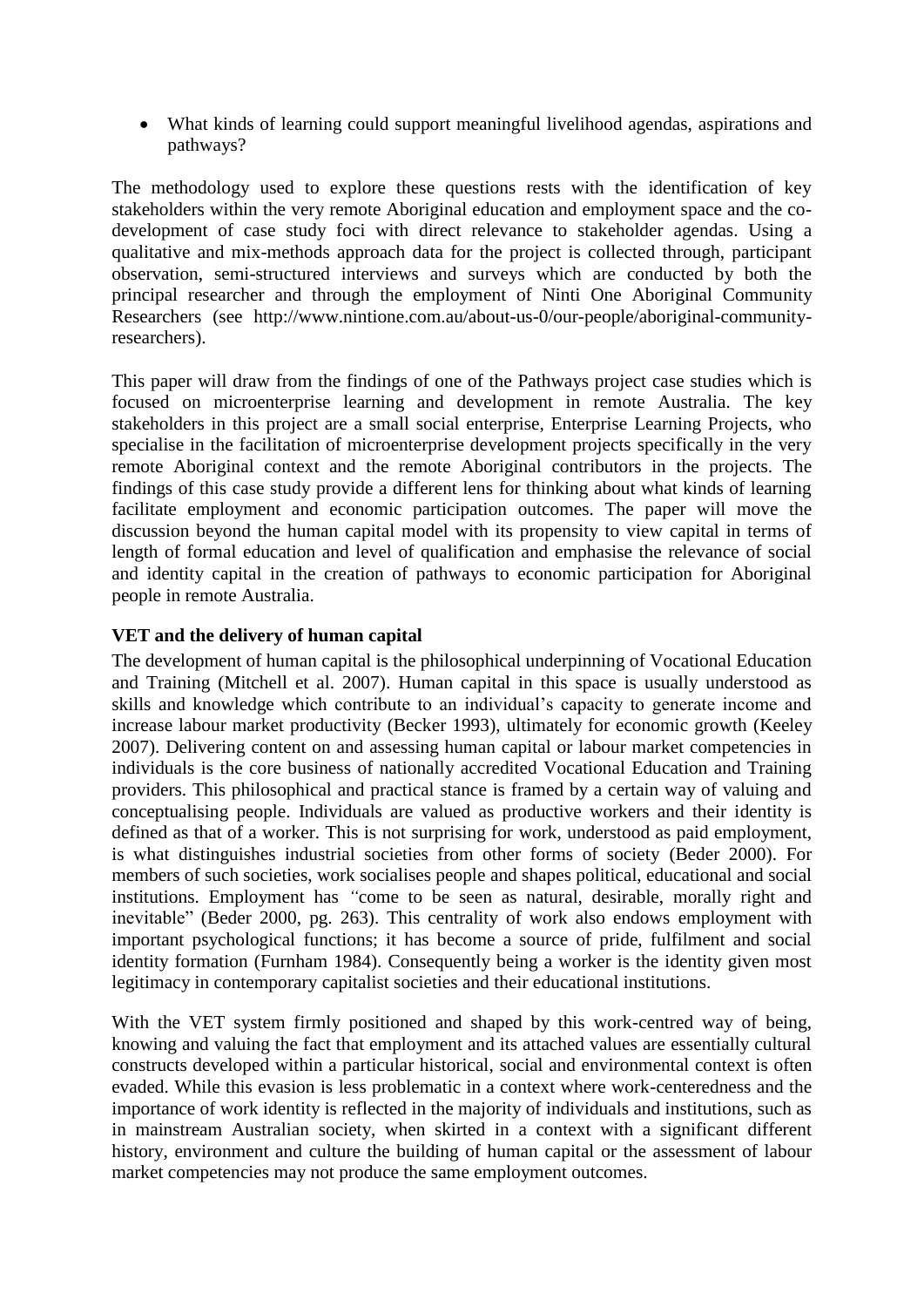- What kinds of learning could support meaningful livelihood agendas, aspirations and pathways?

The methodology used to explore these questions rests with the identification of key stakeholders within the very remote Aboriginal education and employment space and the co-development of case study foci with direct relevance to stakeholder agendas. Using a qualitative and mix-methods approach data for the project is collected through, participant observation, semi-structured interviews and surveys which are conducted by both the principal researcher and through the employment of Ninti One Aboriginal Community Researchers (see http://www.nintione.com.au/about-us-0/our-people/aboriginal-community-researchers).

This paper will draw from the findings of one of the Pathways project case studies which is focused on microenterprise learning and development in remote Australia. The key stakeholders in this project are a small social enterprise, Enterprise Learning Projects, who specialise in the facilitation of microenterprise development projects specifically in the very remote Aboriginal context and the remote Aboriginal contributors in the projects. The findings of this case study provide a different lens for thinking about what kinds of learning facilitate employment and economic participation outcomes. The paper will move the discussion beyond the human capital model with its propensity to view capital in terms of length of formal education and level of qualification and emphasise the relevance of social and identity capital in the creation of pathways to economic participation for Aboriginal people in remote Australia.

**VET and the delivery of human capital**

The development of human capital is the philosophical underpinning of Vocational Education and Training (Mitchell et al. 2007). Human capital in this space is usually understood as skills and knowledge which contribute to an individual's capacity to generate income and increase labour market productivity (Becker 1993), ultimately for economic growth (Keeley 2007). Delivering content on and assessing human capital or labour market competencies in individuals is the core business of nationally accredited Vocational Education and Training providers. This philosophical and practical stance is framed by a certain way of valuing and conceptualising people. Individuals are valued as productive workers and their identity is defined as that of a worker. This is not surprising for work, understood as paid employment, is what distinguishes industrial societies from other forms of society (Beder 2000). For members of such societies, work socialises people and shapes political, educational and social institutions. Employment has "come to be seen as natural, desirable, morally right and inevitable" (Beder 2000, pg. 263). This centrality of work also endows employment with important psychological functions; it has become a source of pride, fulfilment and social identity formation (Furnham 1984). Consequently being a worker is the identity given most legitimacy in contemporary capitalist societies and their educational institutions.

With the VET system firmly positioned and shaped by this work-centred way of being, knowing and valuing the fact that employment and its attached values are essentially cultural constructs developed within a particular historical, social and environmental context is often evaded. While this evasion is less problematic in a context where work-centeredness and the importance of work identity is reflected in the majority of individuals and institutions, such as in mainstream Australian society, when skirted in a context with a significant different history, environment and culture the building of human capital or the assessment of labour market competencies may not produce the same employment outcomes.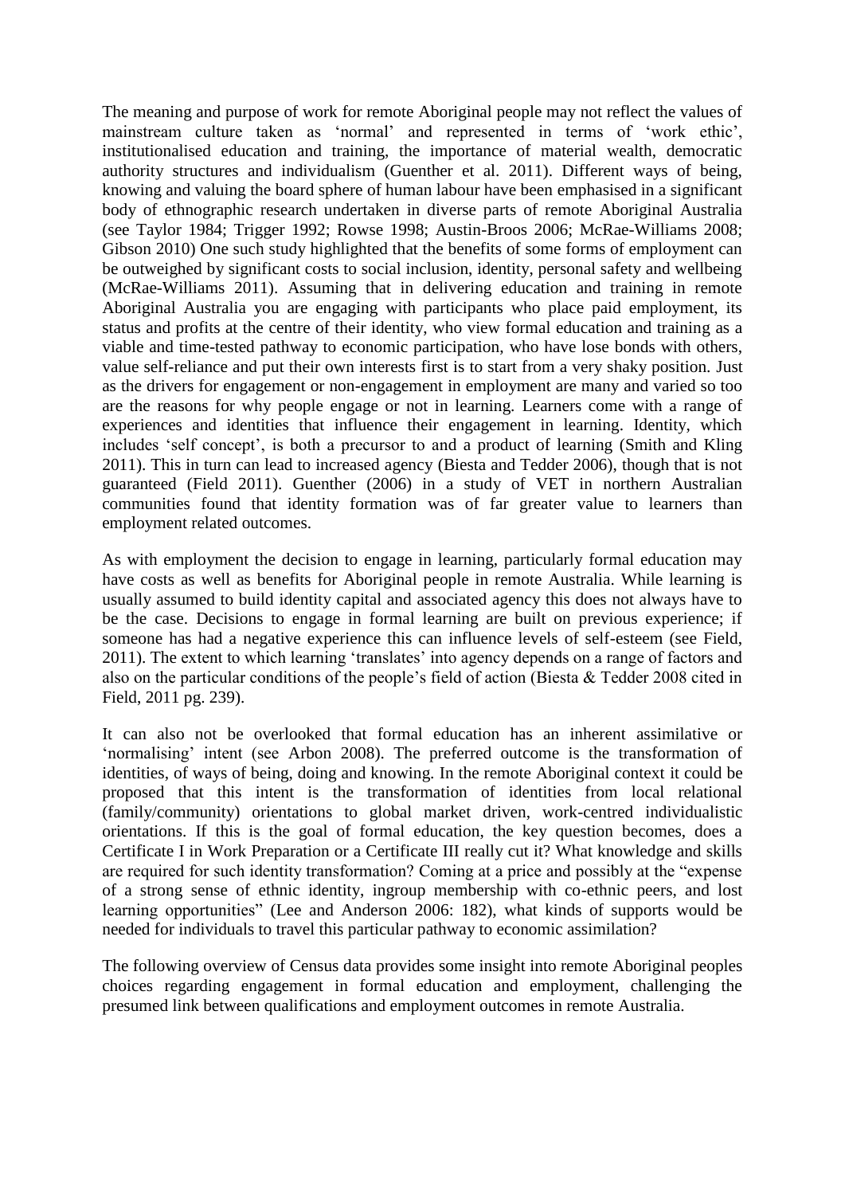The meaning and purpose of work for remote Aboriginal people may not reflect the values of mainstream culture taken as 'normal' and represented in terms of 'work ethic', institutionalised education and training, the importance of material wealth, democratic authority structures and individualism (Guenther et al. 2011). Different ways of being, knowing and valuing the board sphere of human labour have been emphasised in a significant body of ethnographic research undertaken in diverse parts of remote Aboriginal Australia (see Taylor 1984; Trigger 1992; Rowse 1998; Austin-Broos 2006; McRae-Williams 2008; Gibson 2010) One such study highlighted that the benefits of some forms of employment can be outweighed by significant costs to social inclusion, identity, personal safety and wellbeing (McRae-Williams 2011). Assuming that in delivering education and training in remote Aboriginal Australia you are engaging with participants who place paid employment, its status and profits at the centre of their identity, who view formal education and training as a viable and time-tested pathway to economic participation, who have lose bonds with others, value self-reliance and put their own interests first is to start from a very shaky position. Just as the drivers for engagement or non-engagement in employment are many and varied so too are the reasons for why people engage or not in learning. Learners come with a range of experiences and identities that influence their engagement in learning. Identity, which includes 'self concept', is both a precursor to and a product of learning (Smith and Kling 2011). This in turn can lead to increased agency (Biesta and Tedder 2006), though that is not guaranteed (Field 2011). Guenther (2006) in a study of VET in northern Australian communities found that identity formation was of far greater value to learners than employment related outcomes.

As with employment the decision to engage in learning, particularly formal education may have costs as well as benefits for Aboriginal people in remote Australia. While learning is usually assumed to build identity capital and associated agency this does not always have to be the case. Decisions to engage in formal learning are built on previous experience; if someone has had a negative experience this can influence levels of self-esteem (see Field, 2011). The extent to which learning 'translates' into agency depends on a range of factors and also on the particular conditions of the people's field of action (Biesta & Tedder 2008 cited in Field, 2011 pg. 239).

It can also not be overlooked that formal education has an inherent assimilative or 'normalising' intent (see Arbon 2008). The preferred outcome is the transformation of identities, of ways of being, doing and knowing. In the remote Aboriginal context it could be proposed that this intent is the transformation of identities from local relational (family/community) orientations to global market driven, work-centred individualistic orientations. If this is the goal of formal education, the key question becomes, does a Certificate I in Work Preparation or a Certificate III really cut it? What knowledge and skills are required for such identity transformation? Coming at a price and possibly at the "expense of a strong sense of ethnic identity, ingroup membership with co-ethnic peers, and lost learning opportunities" (Lee and Anderson 2006: 182), what kinds of supports would be needed for individuals to travel this particular pathway to economic assimilation?

The following overview of Census data provides some insight into remote Aboriginal peoples choices regarding engagement in formal education and employment, challenging the presumed link between qualifications and employment outcomes in remote Australia.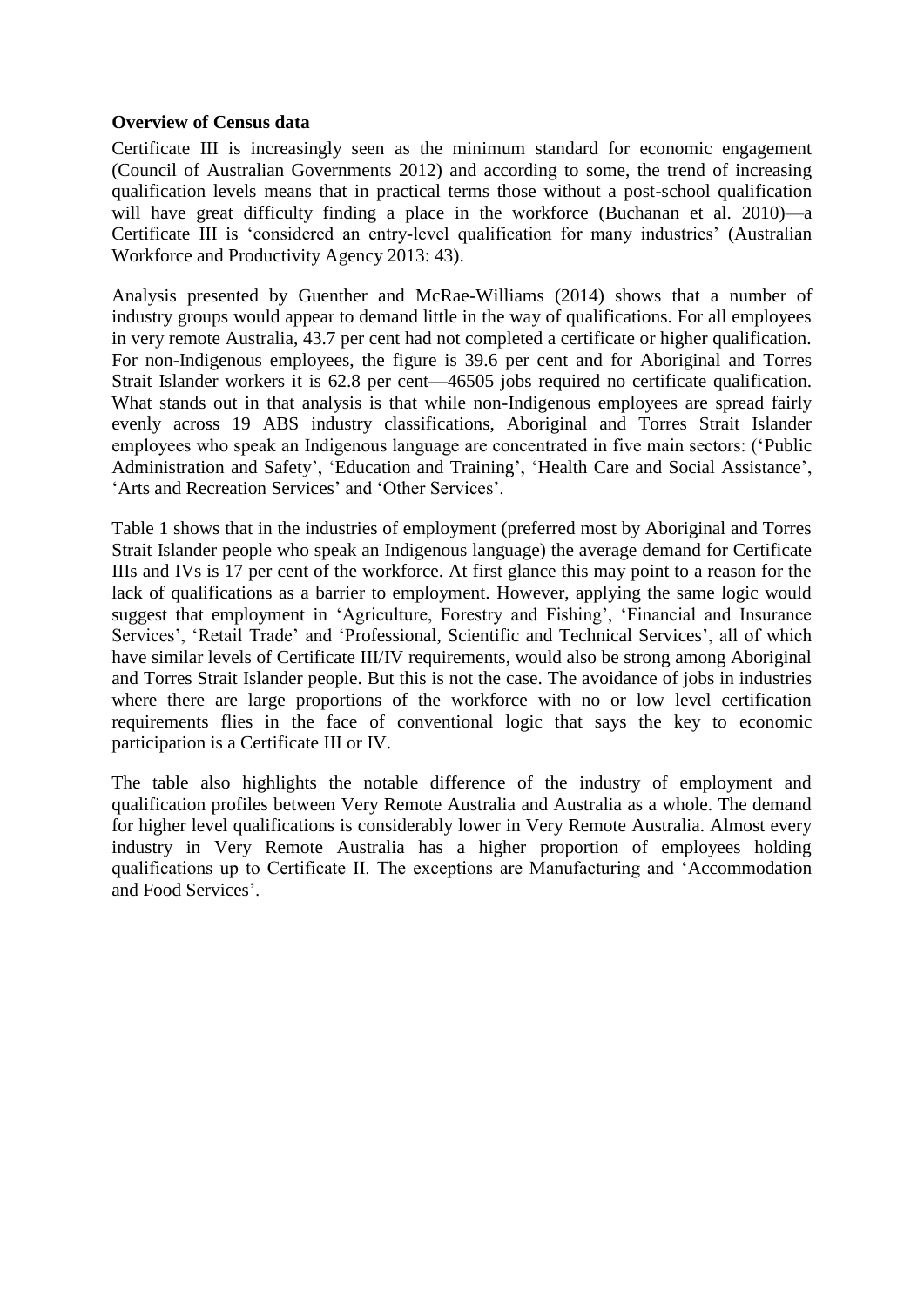**Overview of Census data**

Certificate III is increasingly seen as the minimum standard for economic engagement (Council of Australian Governments 2012) and according to some, the trend of increasing qualification levels means that in practical terms those without a post-school qualification will have great difficulty finding a place in the workforce (Buchanan et al. 2010)—a Certificate III is 'considered an entry-level qualification for many industries' (Australian Workforce and Productivity Agency 2013: 43).

Analysis presented by Guenther and McRae-Williams (2014) shows that a number of industry groups would appear to demand little in the way of qualifications. For all employees in very remote Australia, 43.7 per cent had not completed a certificate or higher qualification. For non-Indigenous employees, the figure is 39.6 per cent and for Aboriginal and Torres Strait Islander workers it is 62.8 per cent—46505 jobs required no certificate qualification. What stands out in that analysis is that while non-Indigenous employees are spread fairly evenly across 19 ABS industry classifications, Aboriginal and Torres Strait Islander employees who speak an Indigenous language are concentrated in five main sectors: ('Public Administration and Safety', 'Education and Training', 'Health Care and Social Assistance', 'Arts and Recreation Services' and 'Other Services'.

Table 1 shows that in the industries of employment (preferred most by Aboriginal and Torres Strait Islander people who speak an Indigenous language) the average demand for Certificate IIIs and IVs is 17 per cent of the workforce. At first glance this may point to a reason for the lack of qualifications as a barrier to employment. However, applying the same logic would suggest that employment in 'Agriculture, Forestry and Fishing', 'Financial and Insurance Services', 'Retail Trade' and 'Professional, Scientific and Technical Services', all of which have similar levels of Certificate III/IV requirements, would also be strong among Aboriginal and Torres Strait Islander people. But this is not the case. The avoidance of jobs in industries where there are large proportions of the workforce with no or low level certification requirements flies in the face of conventional logic that says the key to economic participation is a Certificate III or IV.

The table also highlights the notable difference of the industry of employment and qualification profiles between Very Remote Australia and Australia as a whole. The demand for higher level qualifications is considerably lower in Very Remote Australia. Almost every industry in Very Remote Australia has a higher proportion of employees holding qualifications up to Certificate II. The exceptions are Manufacturing and 'Accommodation and Food Services'.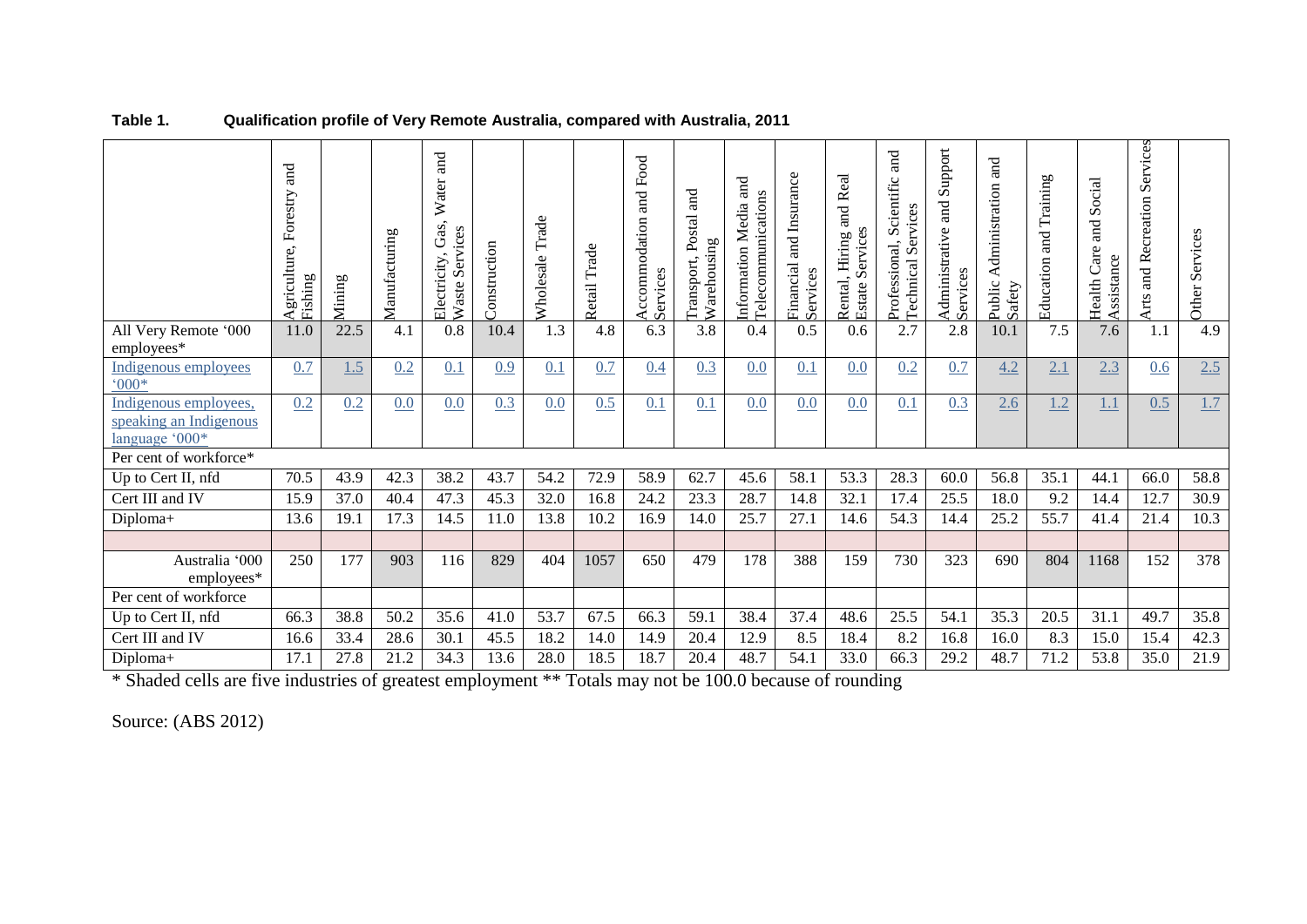**Table 1. Qualification profile of Very Remote Australia, compared with Australia, 2011**

| | Agriculture, Forestry and Fishing | Mining | Manufacturing | Electricity, Gas, Water and Waste Services | Construction | Wholesale Trade | Retail Trade | Accommodation and Food Services | Transport, Postal and Warehousing | Information Media and Telecommunications | Financial and Insurance Services | Rental, Hiring and Real Estate Services | Professional, Scientific and Technical Services | Administrative and Support Services | Public Administration and Safety | Education and Training | Health Care and Social Assistance | Arts and Recreation Services | Other Services |
|---|---|---|---|---|---|---|---|---|---|---|---|---|---|---|---|---|---|---|---|
| All Very Remote '000 employees* | 11.0 | 22.5 | 4.1 | 0.8 | 10.4 | 1.3 | 4.8 | 6.3 | 3.8 | 0.4 | 0.5 | 0.6 | 2.7 | 2.8 | 10.1 | 7.5 | 7.6 | 1.1 | 4.9 |
| Indigenous employees '000* | 0.7 | 1.5 | 0.2 | 0.1 | 0.9 | 0.1 | 0.7 | 0.4 | 0.3 | 0.0 | 0.1 | 0.0 | 0.2 | 0.7 | 4.2 | 2.1 | 2.3 | 0.6 | 2.5 |
| Indigenous employees, speaking an Indigenous language '000* | 0.2 | 0.2 | 0.0 | 0.0 | 0.3 | 0.0 | 0.5 | 0.1 | 0.1 | 0.0 | 0.0 | 0.0 | 0.1 | 0.3 | 2.6 | 1.2 | 1.1 | 0.5 | 1.7 |
| Per cent of workforce* | | | | | | | | | | | | | | | | | | | |
| Up to Cert II, nfd | 70.5 | 43.9 | 42.3 | 38.2 | 43.7 | 54.2 | 72.9 | 58.9 | 62.7 | 45.6 | 58.1 | 53.3 | 28.3 | 60.0 | 56.8 | 35.1 | 44.1 | 66.0 | 58.8 |
| Cert III and IV | 15.9 | 37.0 | 40.4 | 47.3 | 45.3 | 32.0 | 16.8 | 24.2 | 23.3 | 28.7 | 14.8 | 32.1 | 17.4 | 25.5 | 18.0 | 9.2 | 14.4 | 12.7 | 30.9 |
| Diploma+ | 13.6 | 19.1 | 17.3 | 14.5 | 11.0 | 13.8 | 10.2 | 16.9 | 14.0 | 25.7 | 27.1 | 14.6 | 54.3 | 14.4 | 25.2 | 55.7 | 41.4 | 21.4 | 10.3 |
| | | | | | | | | | | | | | | | | | | | |
| Australia '000 employees* | 250 | 177 | 903 | 116 | 829 | 404 | 1057 | 650 | 479 | 178 | 388 | 159 | 730 | 323 | 690 | 804 | 1168 | 152 | 378 |
| Per cent of workforce | | | | | | | | | | | | | | | | | | | |
| Up to Cert II, nfd | 66.3 | 38.8 | 50.2 | 35.6 | 41.0 | 53.7 | 67.5 | 66.3 | 59.1 | 38.4 | 37.4 | 48.6 | 25.5 | 54.1 | 35.3 | 20.5 | 31.1 | 49.7 | 35.8 |
| Cert III and IV | 16.6 | 33.4 | 28.6 | 30.1 | 45.5 | 18.2 | 14.0 | 14.9 | 20.4 | 12.9 | 8.5 | 18.4 | 8.2 | 16.8 | 16.0 | 8.3 | 15.0 | 15.4 | 42.3 |
| Diploma+ | 17.1 | 27.8 | 21.2 | 34.3 | 13.6 | 28.0 | 18.5 | 18.7 | 20.4 | 48.7 | 54.1 | 33.0 | 66.3 | 29.2 | 48.7 | 71.2 | 53.8 | 35.0 | 21.9 |

\* Shaded cells are five industries of greatest employment ** Totals may not be 100.0 because of rounding

Source: (ABS 2012)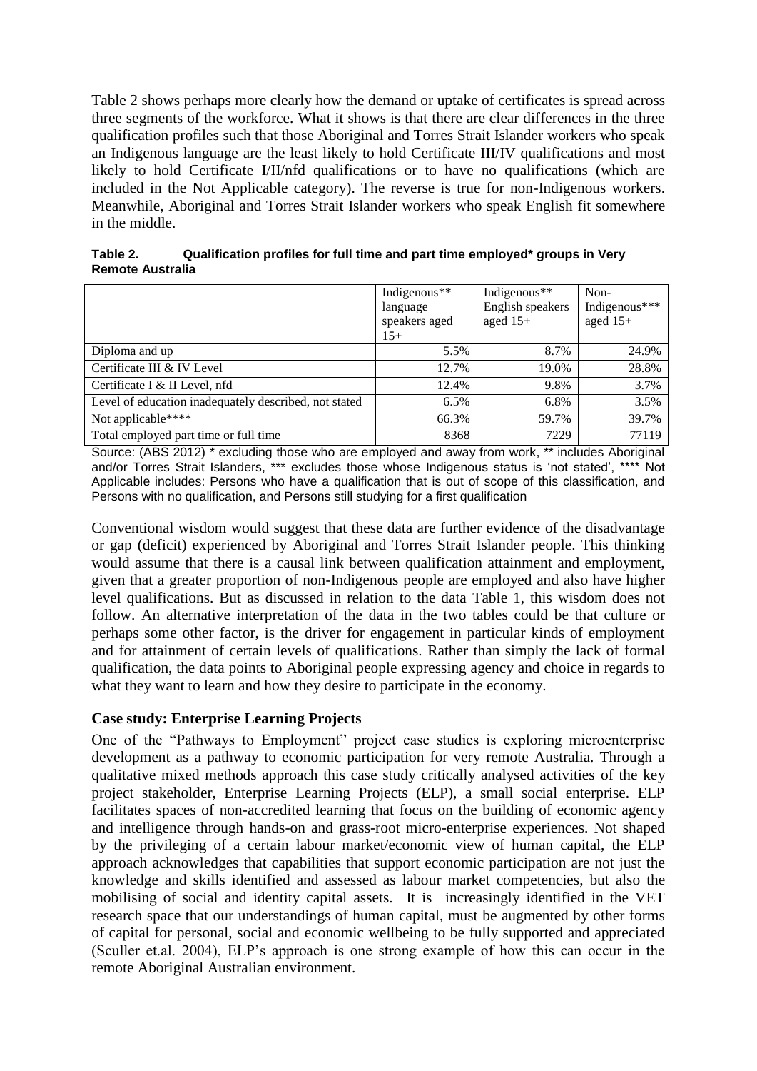Table 2 shows perhaps more clearly how the demand or uptake of certificates is spread across three segments of the workforce. What it shows is that there are clear differences in the three qualification profiles such that those Aboriginal and Torres Strait Islander workers who speak an Indigenous language are the least likely to hold Certificate III/IV qualifications and most likely to hold Certificate I/II/nfd qualifications or to have no qualifications (which are included in the Not Applicable category). The reverse is true for non-Indigenous workers. Meanwhile, Aboriginal and Torres Strait Islander workers who speak English fit somewhere in the middle.

**Table 2. Qualification profiles for full time and part time employed* groups in Very Remote Australia**

| | Indigenous** language speakers aged 15+ | Indigenous** English speakers aged 15+ | Non-Indigenous*** aged 15+ |
|---|---|---|---|
| Diploma and up | 5.5% | 8.7% | 24.9% |
| Certificate III & IV Level | 12.7% | 19.0% | 28.8% |
| Certificate I & II Level, nfd | 12.4% | 9.8% | 3.7% |
| Level of education inadequately described, not stated | 6.5% | 6.8% | 3.5% |
| Not applicable**** | 66.3% | 59.7% | 39.7% |
| Total employed part time or full time | 8368 | 7229 | 77119 |

Source: (ABS 2012) * excluding those who are employed and away from work, ** includes Aboriginal and/or Torres Strait Islanders, *** excludes those whose Indigenous status is 'not stated', **** Not Applicable includes: Persons who have a qualification that is out of scope of this classification, and Persons with no qualification, and Persons still studying for a first qualification

Conventional wisdom would suggest that these data are further evidence of the disadvantage or gap (deficit) experienced by Aboriginal and Torres Strait Islander people. This thinking would assume that there is a causal link between qualification attainment and employment, given that a greater proportion of non-Indigenous people are employed and also have higher level qualifications. But as discussed in relation to the data Table 1, this wisdom does not follow. An alternative interpretation of the data in the two tables could be that culture or perhaps some other factor, is the driver for engagement in particular kinds of employment and for attainment of certain levels of qualifications. Rather than simply the lack of formal qualification, the data points to Aboriginal people expressing agency and choice in regards to what they want to learn and how they desire to participate in the economy.

### Case study: Enterprise Learning Projects

One of the "Pathways to Employment" project case studies is exploring microenterprise development as a pathway to economic participation for very remote Australia. Through a qualitative mixed methods approach this case study critically analysed activities of the key project stakeholder, Enterprise Learning Projects (ELP), a small social enterprise. ELP facilitates spaces of non-accredited learning that focus on the building of economic agency and intelligence through hands-on and grass-root micro-enterprise experiences. Not shaped by the privileging of a certain labour market/economic view of human capital, the ELP approach acknowledges that capabilities that support economic participation are not just the knowledge and skills identified and assessed as labour market competencies, but also the mobilising of social and identity capital assets. It is increasingly identified in the VET research space that our understandings of human capital, must be augmented by other forms of capital for personal, social and economic wellbeing to be fully supported and appreciated (Sculler et.al. 2004), ELP's approach is one strong example of how this can occur in the remote Aboriginal Australian environment.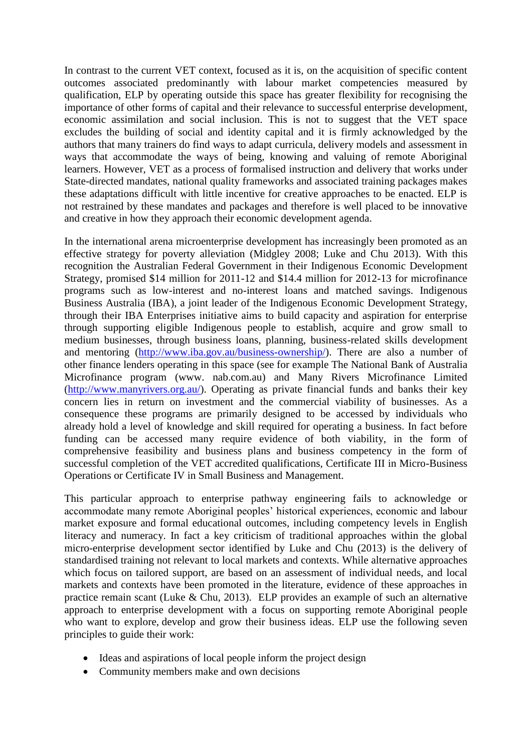In contrast to the current VET context, focused as it is, on the acquisition of specific content outcomes associated predominantly with labour market competencies measured by qualification, ELP by operating outside this space has greater flexibility for recognising the importance of other forms of capital and their relevance to successful enterprise development, economic assimilation and social inclusion. This is not to suggest that the VET space excludes the building of social and identity capital and it is firmly acknowledged by the authors that many trainers do find ways to adapt curricula, delivery models and assessment in ways that accommodate the ways of being, knowing and valuing of remote Aboriginal learners. However, VET as a process of formalised instruction and delivery that works under State-directed mandates, national quality frameworks and associated training packages makes these adaptations difficult with little incentive for creative approaches to be enacted. ELP is not restrained by these mandates and packages and therefore is well placed to be innovative and creative in how they approach their economic development agenda.

In the international arena microenterprise development has increasingly been promoted as an effective strategy for poverty alleviation (Midgley 2008; Luke and Chu 2013). With this recognition the Australian Federal Government in their Indigenous Economic Development Strategy, promised $14 million for 2011-12 and $14.4 million for 2012-13 for microfinance programs such as low-interest and no-interest loans and matched savings. Indigenous Business Australia (IBA), a joint leader of the Indigenous Economic Development Strategy, through their IBA Enterprises initiative aims to build capacity and aspiration for enterprise through supporting eligible Indigenous people to establish, acquire and grow small to medium businesses, through business loans, planning, business-related skills development and mentoring (http://www.iba.gov.au/business-ownership/). There are also a number of other finance lenders operating in this space (see for example The National Bank of Australia Microfinance program (www. nab.com.au) and Many Rivers Microfinance Limited (http://www.manyrivers.org.au/). Operating as private financial funds and banks their key concern lies in return on investment and the commercial viability of businesses. As a consequence these programs are primarily designed to be accessed by individuals who already hold a level of knowledge and skill required for operating a business. In fact before funding can be accessed many require evidence of both viability, in the form of comprehensive feasibility and business plans and business competency in the form of successful completion of the VET accredited qualifications, Certificate III in Micro-Business Operations or Certificate IV in Small Business and Management.

This particular approach to enterprise pathway engineering fails to acknowledge or accommodate many remote Aboriginal peoples' historical experiences, economic and labour market exposure and formal educational outcomes, including competency levels in English literacy and numeracy. In fact a key criticism of traditional approaches within the global micro-enterprise development sector identified by Luke and Chu (2013) is the delivery of standardised training not relevant to local markets and contexts. While alternative approaches which focus on tailored support, are based on an assessment of individual needs, and local markets and contexts have been promoted in the literature, evidence of these approaches in practice remain scant (Luke & Chu, 2013). ELP provides an example of such an alternative approach to enterprise development with a focus on supporting remote Aboriginal people who want to explore, develop and grow their business ideas. ELP use the following seven principles to guide their work:

- Ideas and aspirations of local people inform the project design
- Community members make and own decisions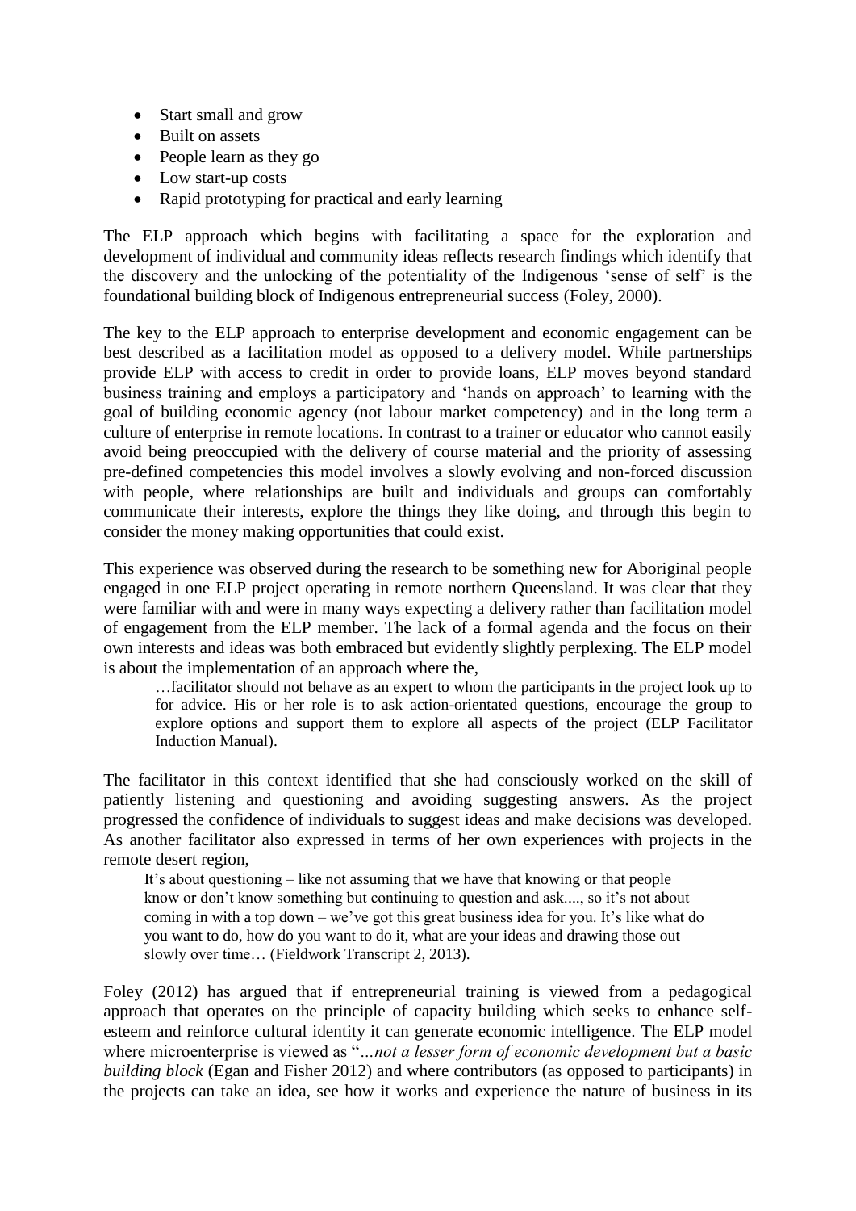- Start small and grow
- Built on assets
- People learn as they go
- Low start-up costs
- Rapid prototyping for practical and early learning

The ELP approach which begins with facilitating a space for the exploration and development of individual and community ideas reflects research findings which identify that the discovery and the unlocking of the potentiality of the Indigenous 'sense of self' is the foundational building block of Indigenous entrepreneurial success (Foley, 2000).

The key to the ELP approach to enterprise development and economic engagement can be best described as a facilitation model as opposed to a delivery model. While partnerships provide ELP with access to credit in order to provide loans, ELP moves beyond standard business training and employs a participatory and 'hands on approach' to learning with the goal of building economic agency (not labour market competency) and in the long term a culture of enterprise in remote locations. In contrast to a trainer or educator who cannot easily avoid being preoccupied with the delivery of course material and the priority of assessing pre-defined competencies this model involves a slowly evolving and non-forced discussion with people, where relationships are built and individuals and groups can comfortably communicate their interests, explore the things they like doing, and through this begin to consider the money making opportunities that could exist.

This experience was observed during the research to be something new for Aboriginal people engaged in one ELP project operating in remote northern Queensland. It was clear that they were familiar with and were in many ways expecting a delivery rather than facilitation model of engagement from the ELP member. The lack of a formal agenda and the focus on their own interests and ideas was both embraced but evidently slightly perplexing. The ELP model is about the implementation of an approach where the,

> …facilitator should not behave as an expert to whom the participants in the project look up to for advice. His or her role is to ask action-orientated questions, encourage the group to explore options and support them to explore all aspects of the project (ELP Facilitator Induction Manual).

The facilitator in this context identified that she had consciously worked on the skill of patiently listening and questioning and avoiding suggesting answers. As the project progressed the confidence of individuals to suggest ideas and make decisions was developed. As another facilitator also expressed in terms of her own experiences with projects in the remote desert region,

> It's about questioning – like not assuming that we have that knowing or that people know or don't know something but continuing to question and ask...., so it's not about coming in with a top down – we've got this great business idea for you. It's like what do you want to do, how do you want to do it, what are your ideas and drawing those out slowly over time… (Fieldwork Transcript 2, 2013).

Foley (2012) has argued that if entrepreneurial training is viewed from a pedagogical approach that operates on the principle of capacity building which seeks to enhance self-esteem and reinforce cultural identity it can generate economic intelligence. The ELP model where microenterprise is viewed as "*…not a lesser form of economic development but a basic building block* (Egan and Fisher 2012) and where contributors (as opposed to participants) in the projects can take an idea, see how it works and experience the nature of business in its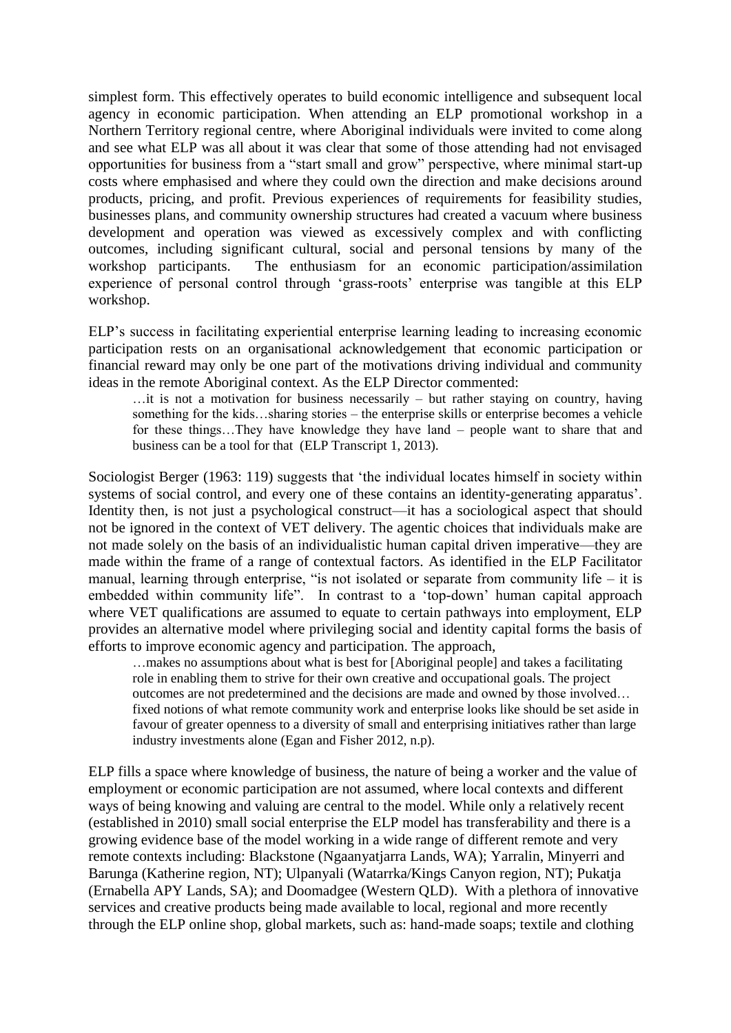simplest form. This effectively operates to build economic intelligence and subsequent local agency in economic participation. When attending an ELP promotional workshop in a Northern Territory regional centre, where Aboriginal individuals were invited to come along and see what ELP was all about it was clear that some of those attending had not envisaged opportunities for business from a "start small and grow" perspective, where minimal start-up costs where emphasised and where they could own the direction and make decisions around products, pricing, and profit. Previous experiences of requirements for feasibility studies, businesses plans, and community ownership structures had created a vacuum where business development and operation was viewed as excessively complex and with conflicting outcomes, including significant cultural, social and personal tensions by many of the workshop participants. The enthusiasm for an economic participation/assimilation experience of personal control through 'grass-roots' enterprise was tangible at this ELP workshop.

ELP's success in facilitating experiential enterprise learning leading to increasing economic participation rests on an organisational acknowledgement that economic participation or financial reward may only be one part of the motivations driving individual and community ideas in the remote Aboriginal context. As the ELP Director commented:

> …it is not a motivation for business necessarily – but rather staying on country, having something for the kids…sharing stories – the enterprise skills or enterprise becomes a vehicle for these things…They have knowledge they have land – people want to share that and business can be a tool for that (ELP Transcript 1, 2013).

Sociologist Berger (1963: 119) suggests that 'the individual locates himself in society within systems of social control, and every one of these contains an identity-generating apparatus'. Identity then, is not just a psychological construct—it has a sociological aspect that should not be ignored in the context of VET delivery. The agentic choices that individuals make are not made solely on the basis of an individualistic human capital driven imperative—they are made within the frame of a range of contextual factors. As identified in the ELP Facilitator manual, learning through enterprise, "is not isolated or separate from community life – it is embedded within community life". In contrast to a 'top-down' human capital approach where VET qualifications are assumed to equate to certain pathways into employment, ELP provides an alternative model where privileging social and identity capital forms the basis of efforts to improve economic agency and participation. The approach,

> …makes no assumptions about what is best for [Aboriginal people] and takes a facilitating role in enabling them to strive for their own creative and occupational goals. The project outcomes are not predetermined and the decisions are made and owned by those involved… fixed notions of what remote community work and enterprise looks like should be set aside in favour of greater openness to a diversity of small and enterprising initiatives rather than large industry investments alone (Egan and Fisher 2012, n.p).

ELP fills a space where knowledge of business, the nature of being a worker and the value of employment or economic participation are not assumed, where local contexts and different ways of being knowing and valuing are central to the model. While only a relatively recent (established in 2010) small social enterprise the ELP model has transferability and there is a growing evidence base of the model working in a wide range of different remote and very remote contexts including: Blackstone (Ngaanyatjarra Lands, WA); Yarralin, Minyerri and Barunga (Katherine region, NT); Ulpanyali (Watarrka/Kings Canyon region, NT); Pukatja (Ernabella APY Lands, SA); and Doomadgee (Western QLD). With a plethora of innovative services and creative products being made available to local, regional and more recently through the ELP online shop, global markets, such as: hand-made soaps; textile and clothing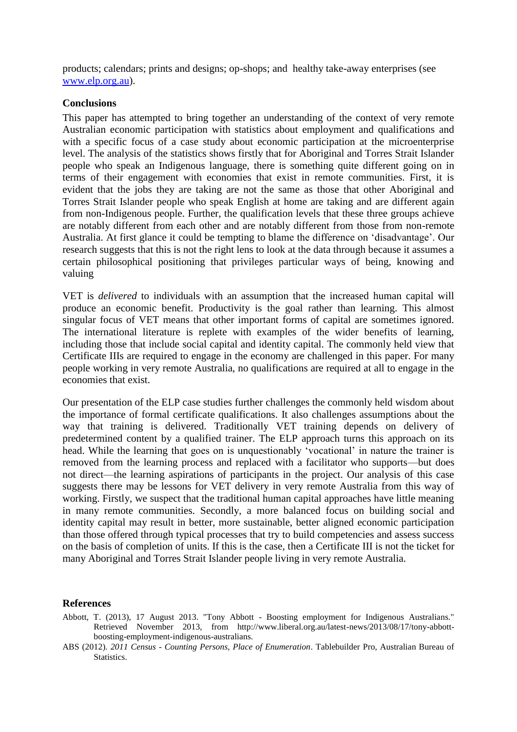products; calendars; prints and designs; op-shops; and healthy take-away enterprises (see [www.elp.org.au](www.elp.org.au)).

## Conclusions

This paper has attempted to bring together an understanding of the context of very remote Australian economic participation with statistics about employment and qualifications and with a specific focus of a case study about economic participation at the microenterprise level. The analysis of the statistics shows firstly that for Aboriginal and Torres Strait Islander people who speak an Indigenous language, there is something quite different going on in terms of their engagement with economies that exist in remote communities. First, it is evident that the jobs they are taking are not the same as those that other Aboriginal and Torres Strait Islander people who speak English at home are taking and are different again from non-Indigenous people. Further, the qualification levels that these three groups achieve are notably different from each other and are notably different from those from non-remote Australia. At first glance it could be tempting to blame the difference on 'disadvantage'. Our research suggests that this is not the right lens to look at the data through because it assumes a certain philosophical positioning that privileges particular ways of being, knowing and valuing

VET is *delivered* to individuals with an assumption that the increased human capital will produce an economic benefit. Productivity is the goal rather than learning. This almost singular focus of VET means that other important forms of capital are sometimes ignored. The international literature is replete with examples of the wider benefits of learning, including those that include social capital and identity capital. The commonly held view that Certificate IIIs are required to engage in the economy are challenged in this paper. For many people working in very remote Australia, no qualifications are required at all to engage in the economies that exist.

Our presentation of the ELP case studies further challenges the commonly held wisdom about the importance of formal certificate qualifications. It also challenges assumptions about the way that training is delivered. Traditionally VET training depends on delivery of predetermined content by a qualified trainer. The ELP approach turns this approach on its head. While the learning that goes on is unquestionably 'vocational' in nature the trainer is removed from the learning process and replaced with a facilitator who supports—but does not direct—the learning aspirations of participants in the project. Our analysis of this case suggests there may be lessons for VET delivery in very remote Australia from this way of working. Firstly, we suspect that the traditional human capital approaches have little meaning in many remote communities. Secondly, a more balanced focus on building social and identity capital may result in better, more sustainable, better aligned economic participation than those offered through typical processes that try to build competencies and assess success on the basis of completion of units. If this is the case, then a Certificate III is not the ticket for many Aboriginal and Torres Strait Islander people living in very remote Australia.

## References

Abbott, T. (2013), 17 August 2013. "Tony Abbott - Boosting employment for Indigenous Australians." Retrieved November 2013, from http://www.liberal.org.au/latest-news/2013/08/17/tony-abbott-boosting-employment-indigenous-australians.

ABS (2012). *2011 Census - Counting Persons, Place of Enumeration*. Tablebuilder Pro, Australian Bureau of Statistics.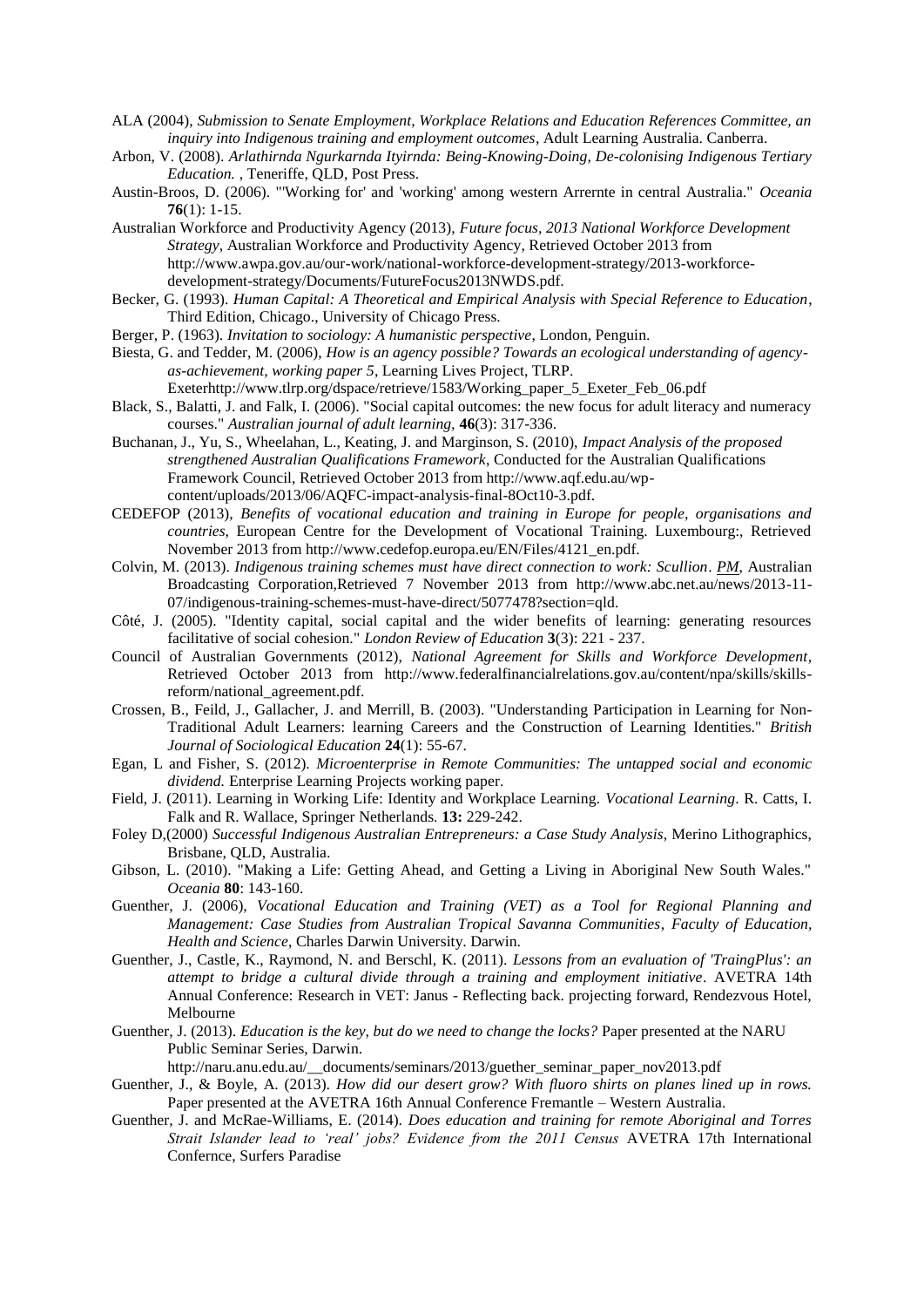ALA (2004), *Submission to Senate Employment, Workplace Relations and Education References Committee, an inquiry into Indigenous training and employment outcomes*, Adult Learning Australia. Canberra.

Arbon, V. (2008). *Arlathirnda Ngurkarnda Ityirnda: Being-Knowing-Doing, De-colonising Indigenous Tertiary Education.* , Teneriffe, QLD, Post Press.

Austin-Broos, D. (2006). "'Working for' and 'working' among western Arrernte in central Australia." *Oceania* **76**(1): 1-15.

Australian Workforce and Productivity Agency (2013), *Future focus, 2013 National Workforce Development Strategy*, Australian Workforce and Productivity Agency, Retrieved October 2013 from http://www.awpa.gov.au/our-work/national-workforce-development-strategy/2013-workforce-development-strategy/Documents/FutureFocus2013NWDS.pdf.

Becker, G. (1993). *Human Capital: A Theoretical and Empirical Analysis with Special Reference to Education*, Third Edition, Chicago., University of Chicago Press.

Berger, P. (1963). *Invitation to sociology: A humanistic perspective*, London, Penguin.

Biesta, G. and Tedder, M. (2006), *How is an agency possible? Towards an ecological understanding of agency-as-achievement, working paper 5*, Learning Lives Project, TLRP. Exeterhttp://www.tlrp.org/dspace/retrieve/1583/Working_paper_5_Exeter_Feb_06.pdf

Black, S., Balatti, J. and Falk, I. (2006). "Social capital outcomes: the new focus for adult literacy and numeracy courses." *Australian journal of adult learning*, **46**(3): 317-336.

Buchanan, J., Yu, S., Wheelahan, L., Keating, J. and Marginson, S. (2010), *Impact Analysis of the proposed strengthened Australian Qualifications Framework*, Conducted for the Australian Qualifications Framework Council, Retrieved October 2013 from http://www.aqf.edu.au/wp-content/uploads/2013/06/AQFC-impact-analysis-final-8Oct10-3.pdf.

CEDEFOP (2013), *Benefits of vocational education and training in Europe for people, organisations and countries*, European Centre for the Development of Vocational Training. Luxembourg:, Retrieved November 2013 from http://www.cedefop.europa.eu/EN/Files/4121_en.pdf.

Colvin, M. (2013). *Indigenous training schemes must have direct connection to work: Scullion*. *PM*, Australian Broadcasting Corporation,Retrieved 7 November 2013 from http://www.abc.net.au/news/2013-11-07/indigenous-training-schemes-must-have-direct/5077478?section=qld.

Côté, J. (2005). "Identity capital, social capital and the wider benefits of learning: generating resources facilitative of social cohesion." *London Review of Education* **3**(3): 221 - 237.

Council of Australian Governments (2012), *National Agreement for Skills and Workforce Development*, Retrieved October 2013 from http://www.federalfinancialrelations.gov.au/content/npa/skills/skills-reform/national_agreement.pdf.

Crossen, B., Feild, J., Gallacher, J. and Merrill, B. (2003). "Understanding Participation in Learning for Non-Traditional Adult Learners: learning Careers and the Construction of Learning Identities." *British Journal of Sociological Education* **24**(1): 55-67.

Egan, L and Fisher, S. (2012). *Microenterprise in Remote Communities: The untapped social and economic dividend.* Enterprise Learning Projects working paper.

Field, J. (2011). Learning in Working Life: Identity and Workplace Learning. *Vocational Learning*. R. Catts, I. Falk and R. Wallace, Springer Netherlands. **13:** 229-242.

Foley D,(2000) *Successful Indigenous Australian Entrepreneurs: a Case Study Analysis*, Merino Lithographics, Brisbane, QLD, Australia.

Gibson, L. (2010). "Making a Life: Getting Ahead, and Getting a Living in Aboriginal New South Wales." *Oceania* **80**: 143-160.

Guenther, J. (2006), *Vocational Education and Training (VET) as a Tool for Regional Planning and Management: Case Studies from Australian Tropical Savanna Communities*, *Faculty of Education, Health and Science*, Charles Darwin University. Darwin.

Guenther, J., Castle, K., Raymond, N. and Berschl, K. (2011). *Lessons from an evaluation of 'TraingPlus': an attempt to bridge a cultural divide through a training and employment initiative*. AVETRA 14th Annual Conference: Research in VET: Janus - Reflecting back. projecting forward, Rendezvous Hotel, Melbourne

Guenther, J. (2013). *Education is the key, but do we need to change the locks?* Paper presented at the NARU Public Seminar Series, Darwin. http://naru.anu.edu.au/__documents/seminars/2013/guether_seminar_paper_nov2013.pdf

Guenther, J., & Boyle, A. (2013). *How did our desert grow? With fluoro shirts on planes lined up in rows.* Paper presented at the AVETRA 16th Annual Conference Fremantle – Western Australia.

Guenther, J. and McRae-Williams, E. (2014). *Does education and training for remote Aboriginal and Torres Strait Islander lead to 'real' jobs? Evidence from the 2011 Census* AVETRA 17th International Confernce, Surfers Paradise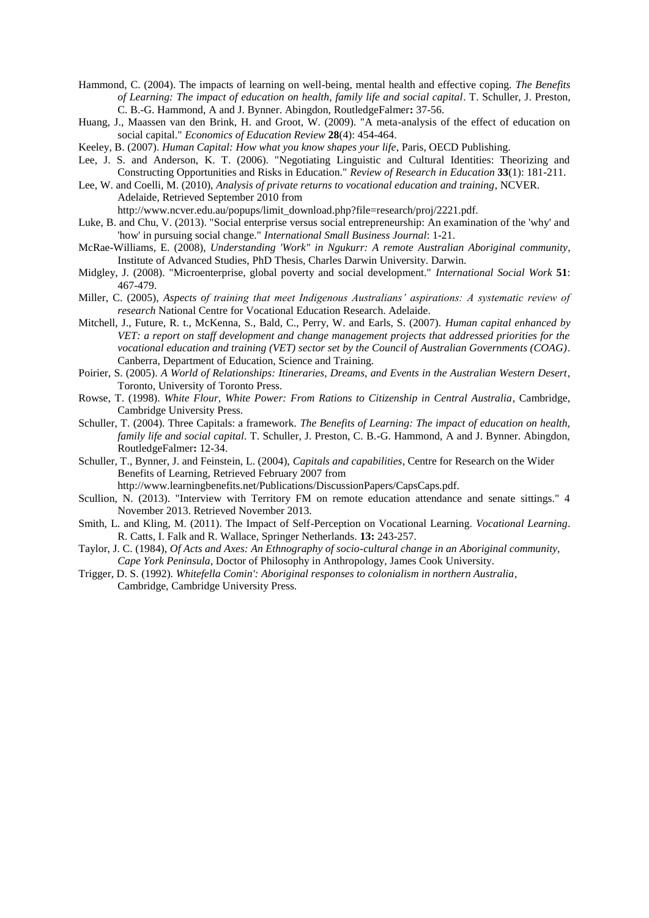Hammond, C. (2004). The impacts of learning on well-being, mental health and effective coping. *The Benefits of Learning: The impact of education on health, family life and social capital*. T. Schuller, J. Preston, C. B.-G. Hammond, A and J. Bynner. Abingdon, RoutledgeFalmer**:** 37-56.

Huang, J., Maassen van den Brink, H. and Groot, W. (2009). "A meta-analysis of the effect of education on social capital." *Economics of Education Review* **28**(4): 454-464.

Keeley, B. (2007). *Human Capital: How what you know shapes your life*, Paris, OECD Publishing.

Lee, J. S. and Anderson, K. T. (2006). "Negotiating Linguistic and Cultural Identities: Theorizing and Constructing Opportunities and Risks in Education." *Review of Research in Education* **33**(1): 181-211.

Lee, W. and Coelli, M. (2010), *Analysis of private returns to vocational education and training*, NCVER. Adelaide, Retrieved September 2010 from http://www.ncver.edu.au/popups/limit_download.php?file=research/proj/2221.pdf.

Luke, B. and Chu, V. (2013). "Social enterprise versus social entrepreneurship: An examination of the 'why' and 'how' in pursuing social change." *International Small Business Journal*: 1-21.

McRae-Williams, E. (2008), *Understanding 'Work" in Ngukurr: A remote Australian Aboriginal community*, Institute of Advanced Studies, PhD Thesis, Charles Darwin University. Darwin.

Midgley, J. (2008). "Microenterprise, global poverty and social development." *International Social Work* **51**: 467-479.

Miller, C. (2005), *Aspects of training that meet Indigenous Australians' aspirations: A systematic review of research* National Centre for Vocational Education Research. Adelaide.

Mitchell, J., Future, R. t., McKenna, S., Bald, C., Perry, W. and Earls, S. (2007). *Human capital enhanced by VET: a report on staff development and change management projects that addressed priorities for the vocational education and training (VET) sector set by the Council of Australian Governments (COAG)*. Canberra, Department of Education, Science and Training.

Poirier, S. (2005). *A World of Relationships: Itineraries, Dreams, and Events in the Australian Western Desert*, Toronto, University of Toronto Press.

Rowse, T. (1998). *White Flour, White Power: From Rations to Citizenship in Central Australia*, Cambridge, Cambridge University Press.

Schuller, T. (2004). Three Capitals: a framework. *The Benefits of Learning: The impact of education on health, family life and social capital*. T. Schuller, J. Preston, C. B.-G. Hammond, A and J. Bynner. Abingdon, RoutledgeFalmer**:** 12-34.

Schuller, T., Bynner, J. and Feinstein, L. (2004), *Capitals and capabilities*, Centre for Research on the Wider Benefits of Learning, Retrieved February 2007 from http://www.learningbenefits.net/Publications/DiscussionPapers/CapsCaps.pdf.

Scullion, N. (2013). "Interview with Territory FM on remote education attendance and senate sittings." 4 November 2013. Retrieved November 2013.

Smith, L. and Kling, M. (2011). The Impact of Self-Perception on Vocational Learning. *Vocational Learning*. R. Catts, I. Falk and R. Wallace, Springer Netherlands. **13:** 243-257.

Taylor, J. C. (1984), *Of Acts and Axes: An Ethnography of socio-cultural change in an Aboriginal community, Cape York Peninsula*, Doctor of Philosophy in Anthropology, James Cook University.

Trigger, D. S. (1992). *Whitefella Comin': Aboriginal responses to colonialism in northern Australia*, Cambridge, Cambridge University Press.